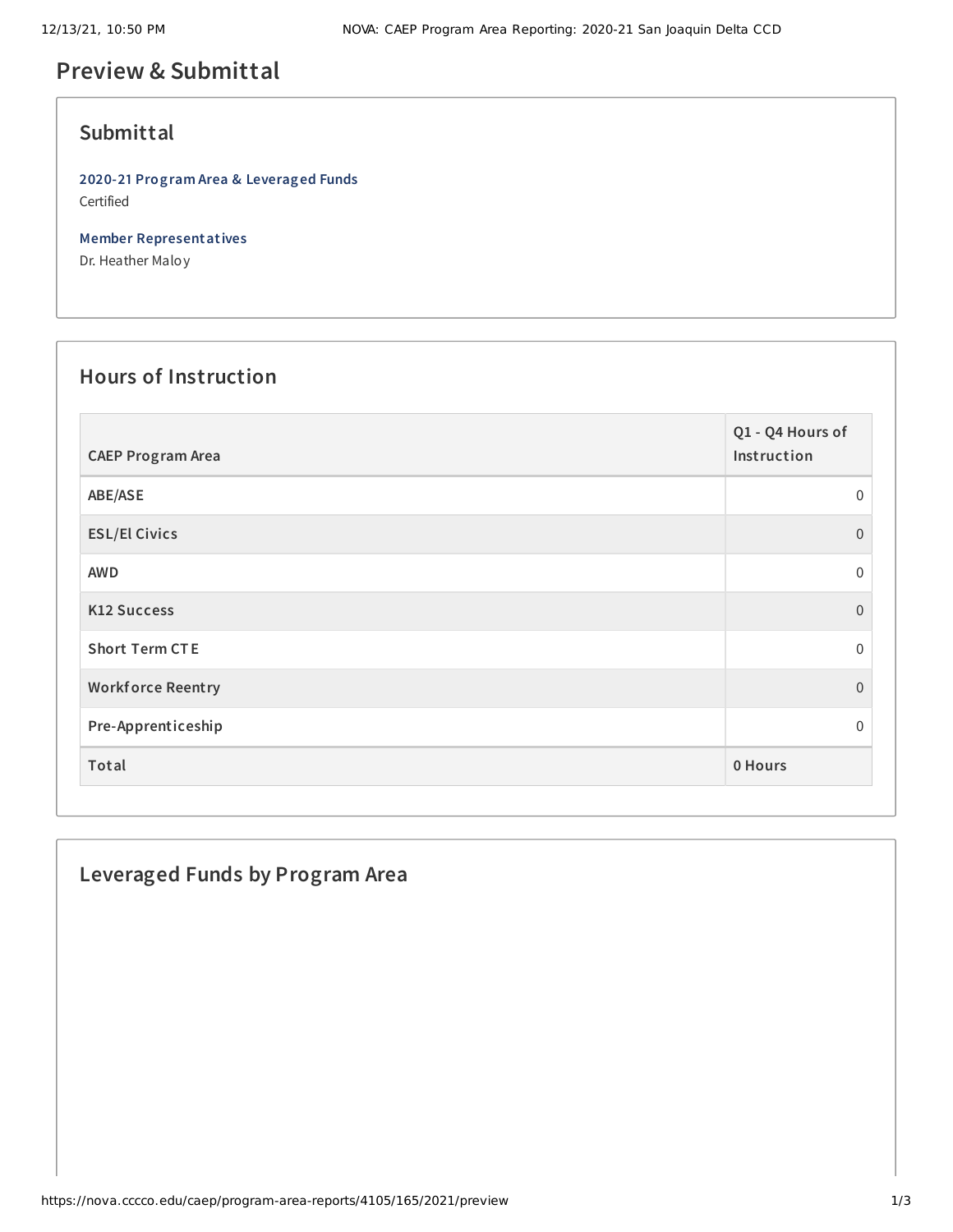# Preview & Submittal

## Submittal

**2020-21 Program Area & Leveraged Funds**
Certified

**Member Representatives**
Dr. Heather Maloy

## Hours of Instruction

| CAEP Program Area | Q1 - Q4 Hours of Instruction |
|---|---|
| ABE/ASE | 0 |
| ESL/El Civics | 0 |
| AWD | 0 |
| K12 Success | 0 |
| Short Term CTE | 0 |
| Workforce Reentry | 0 |
| Pre-Apprenticeship | 0 |
| **Total** | **0 Hours** |

## Leveraged Funds by Program Area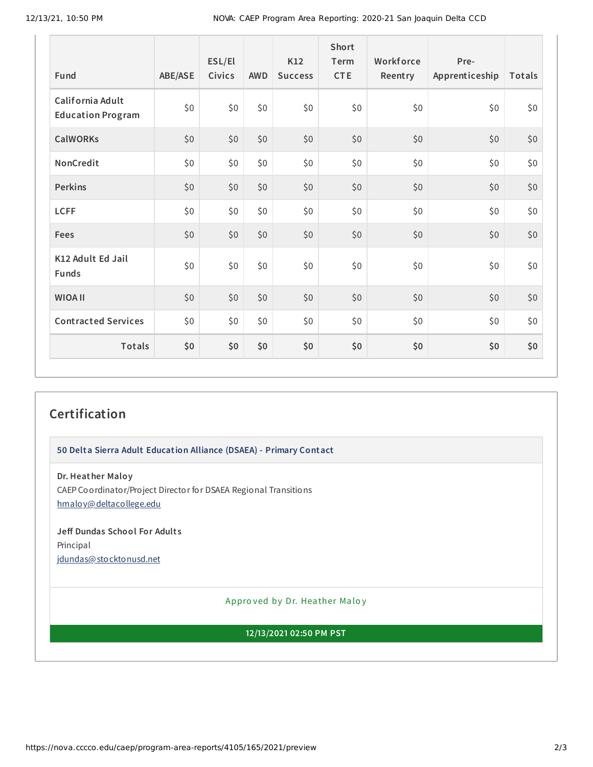| Fund | ABE/ASE | ESL/El Civics | AWD | K12 Success | Short Term CTE | Workforce Reentry | Pre-Apprenticeship | Totals |
|---|---|---|---|---|---|---|---|---|
| California Adult Education Program | $0 | $0 | $0 | $0 | $0 | $0 | $0 | $0 |
| CalWORKs | $0 | $0 | $0 | $0 | $0 | $0 | $0 | $0 |
| NonCredit | $0 | $0 | $0 | $0 | $0 | $0 | $0 | $0 |
| Perkins | $0 | $0 | $0 | $0 | $0 | $0 | $0 | $0 |
| LCFF | $0 | $0 | $0 | $0 | $0 | $0 | $0 | $0 |
| Fees | $0 | $0 | $0 | $0 | $0 | $0 | $0 | $0 |
| K12 Adult Ed Jail Funds | $0 | $0 | $0 | $0 | $0 | $0 | $0 | $0 |
| WIOA II | $0 | $0 | $0 | $0 | $0 | $0 | $0 | $0 |
| Contracted Services | $0 | $0 | $0 | $0 | $0 | $0 | $0 | $0 |
| **Totals** | **$0** | **$0** | **$0** | **$0** | **$0** | **$0** | **$0** | **$0** |

## Certification

**50 Delta Sierra Adult Education Alliance (DSAEA) - Primary Contact**

**Dr. Heather Maloy**
CAEP Coordinator/Project Director for DSAEA Regional Transitions
hmaloy@deltacollege.edu

**Jeff Dundas School For Adults**
Principal
jdundas@stocktonusd.net

Approved by Dr. Heather Maloy

**12/13/2021 02:50 PM PST**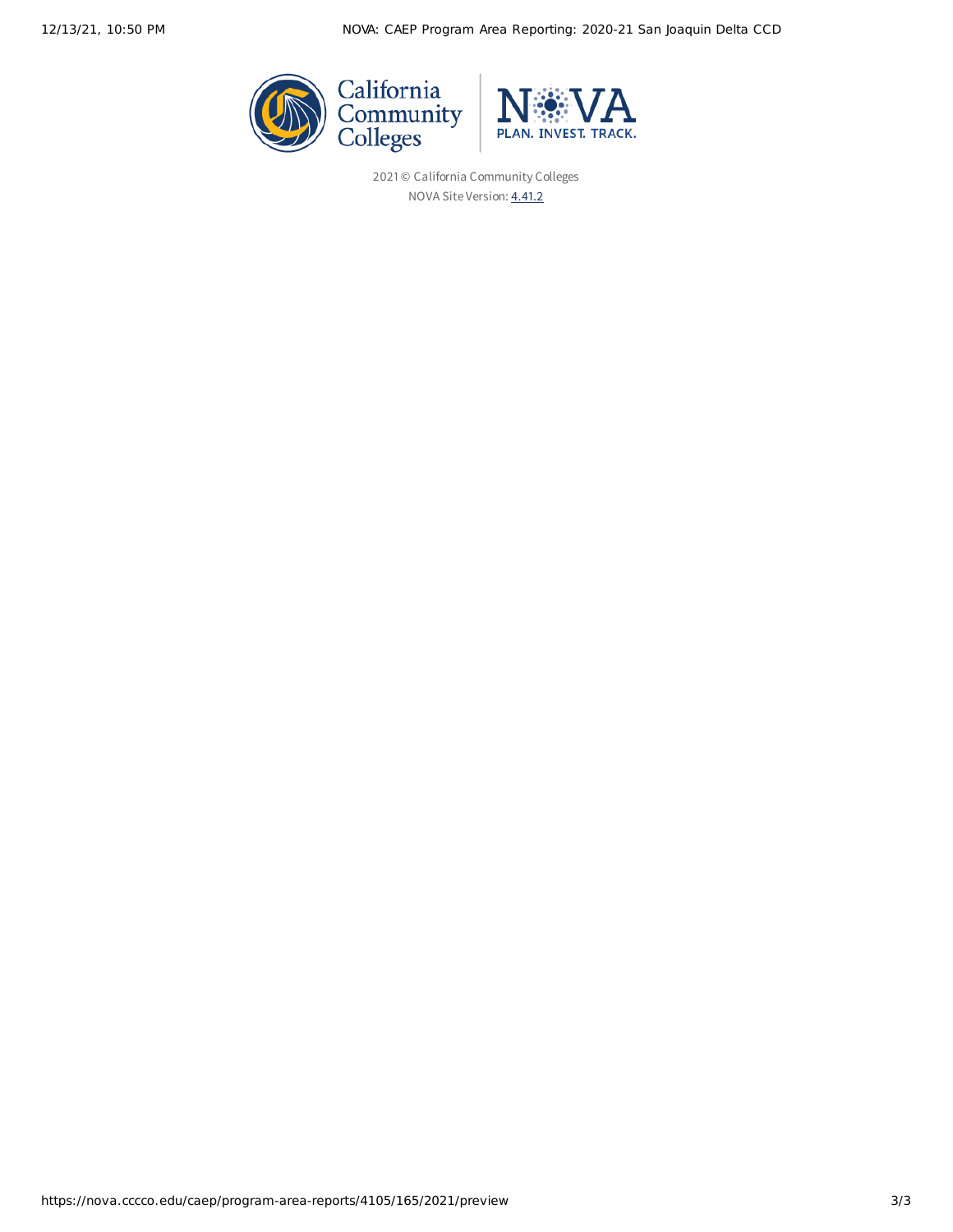2021 © California Community Colleges

NOVA Site Version: 4.41.2